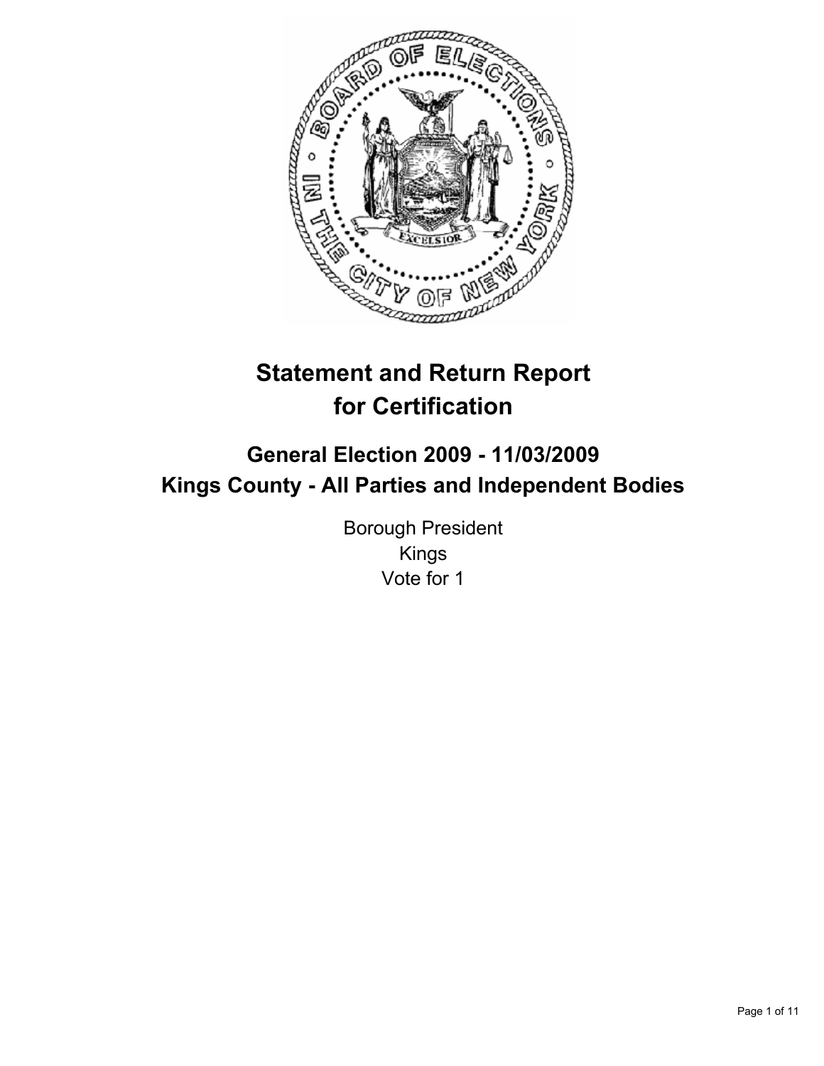# Statement and Return Report for Certification

## General Election 2009 - 11/03/2009
## Kings County - All Parties and Independent Bodies

Borough President
Kings
Vote for 1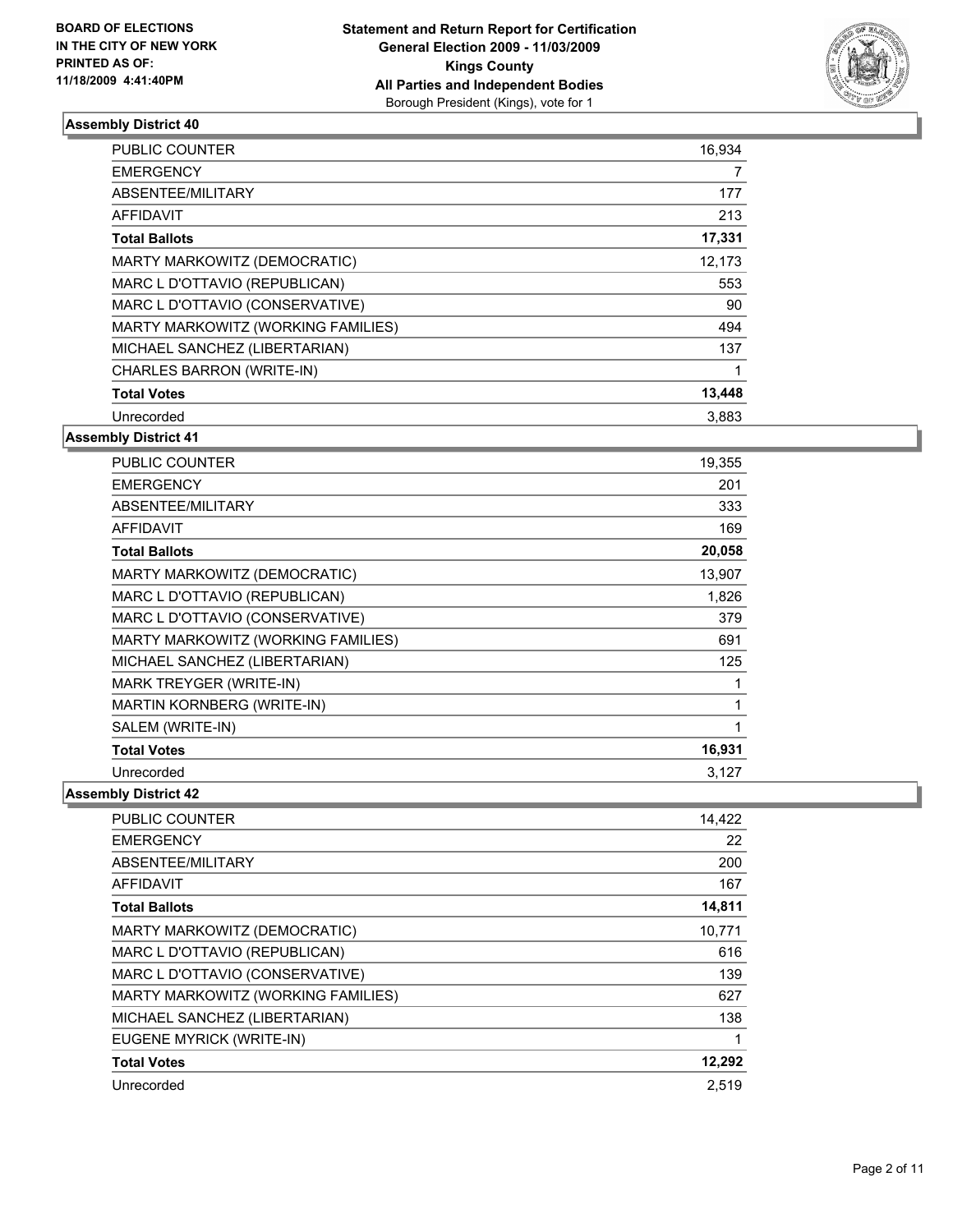BOARD OF ELECTIONS
IN THE CITY OF NEW YORK
PRINTED AS OF:
11/18/2009 4:41:40PM

**Statement and Return Report for Certification**
**General Election 2009 - 11/03/2009**
**Kings County**
**All Parties and Independent Bodies**
Borough President (Kings), vote for 1

### Assembly District 40

| | |
|---|---|
| PUBLIC COUNTER | 16,934 |
| EMERGENCY | 7 |
| ABSENTEE/MILITARY | 177 |
| AFFIDAVIT | 213 |
| **Total Ballots** | **17,331** |
| MARTY MARKOWITZ (DEMOCRATIC) | 12,173 |
| MARC L D'OTTAVIO (REPUBLICAN) | 553 |
| MARC L D'OTTAVIO (CONSERVATIVE) | 90 |
| MARTY MARKOWITZ (WORKING FAMILIES) | 494 |
| MICHAEL SANCHEZ (LIBERTARIAN) | 137 |
| CHARLES BARRON (WRITE-IN) | 1 |
| **Total Votes** | **13,448** |
| Unrecorded | 3,883 |

### Assembly District 41

| | |
|---|---|
| PUBLIC COUNTER | 19,355 |
| EMERGENCY | 201 |
| ABSENTEE/MILITARY | 333 |
| AFFIDAVIT | 169 |
| **Total Ballots** | **20,058** |
| MARTY MARKOWITZ (DEMOCRATIC) | 13,907 |
| MARC L D'OTTAVIO (REPUBLICAN) | 1,826 |
| MARC L D'OTTAVIO (CONSERVATIVE) | 379 |
| MARTY MARKOWITZ (WORKING FAMILIES) | 691 |
| MICHAEL SANCHEZ (LIBERTARIAN) | 125 |
| MARK TREYGER (WRITE-IN) | 1 |
| MARTIN KORNBERG (WRITE-IN) | 1 |
| SALEM (WRITE-IN) | 1 |
| **Total Votes** | **16,931** |
| Unrecorded | 3,127 |

### Assembly District 42

| | |
|---|---|
| PUBLIC COUNTER | 14,422 |
| EMERGENCY | 22 |
| ABSENTEE/MILITARY | 200 |
| AFFIDAVIT | 167 |
| **Total Ballots** | **14,811** |
| MARTY MARKOWITZ (DEMOCRATIC) | 10,771 |
| MARC L D'OTTAVIO (REPUBLICAN) | 616 |
| MARC L D'OTTAVIO (CONSERVATIVE) | 139 |
| MARTY MARKOWITZ (WORKING FAMILIES) | 627 |
| MICHAEL SANCHEZ (LIBERTARIAN) | 138 |
| EUGENE MYRICK (WRITE-IN) | 1 |
| **Total Votes** | **12,292** |
| Unrecorded | 2,519 |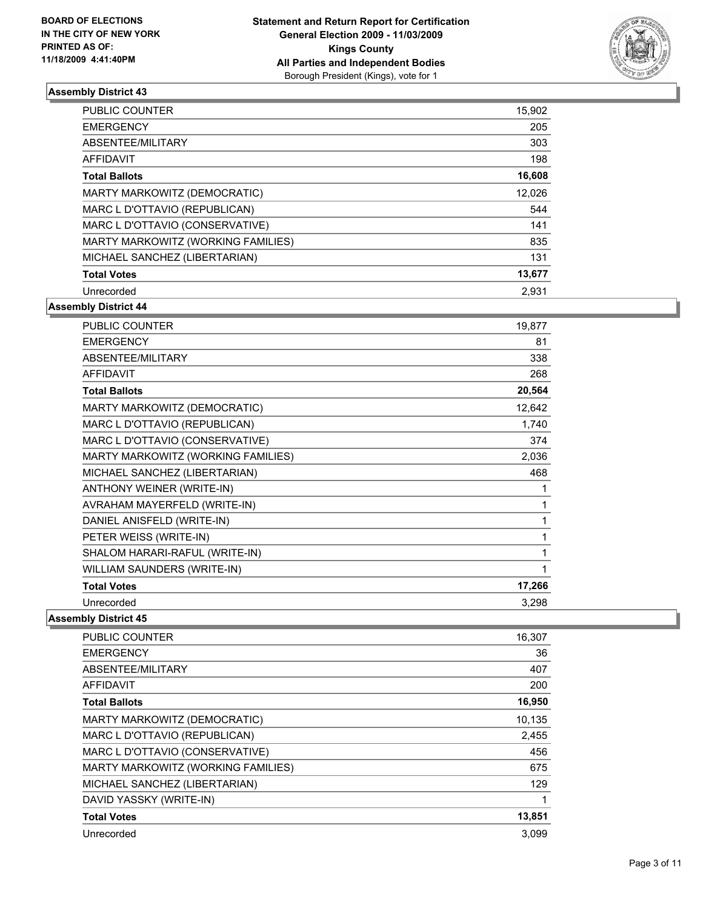BOARD OF ELECTIONS
IN THE CITY OF NEW YORK
PRINTED AS OF:
11/18/2009 4:41:40PM

**Statement and Return Report for Certification**
**General Election 2009 - 11/03/2009**
**Kings County**
**All Parties and Independent Bodies**
Borough President (Kings), vote for 1

### Assembly District 43

| | |
|---|---|
| PUBLIC COUNTER | 15,902 |
| EMERGENCY | 205 |
| ABSENTEE/MILITARY | 303 |
| AFFIDAVIT | 198 |
| **Total Ballots** | **16,608** |
| MARTY MARKOWITZ (DEMOCRATIC) | 12,026 |
| MARC L D'OTTAVIO (REPUBLICAN) | 544 |
| MARC L D'OTTAVIO (CONSERVATIVE) | 141 |
| MARTY MARKOWITZ (WORKING FAMILIES) | 835 |
| MICHAEL SANCHEZ (LIBERTARIAN) | 131 |
| **Total Votes** | **13,677** |
| Unrecorded | 2,931 |

### Assembly District 44

| | |
|---|---|
| PUBLIC COUNTER | 19,877 |
| EMERGENCY | 81 |
| ABSENTEE/MILITARY | 338 |
| AFFIDAVIT | 268 |
| **Total Ballots** | **20,564** |
| MARTY MARKOWITZ (DEMOCRATIC) | 12,642 |
| MARC L D'OTTAVIO (REPUBLICAN) | 1,740 |
| MARC L D'OTTAVIO (CONSERVATIVE) | 374 |
| MARTY MARKOWITZ (WORKING FAMILIES) | 2,036 |
| MICHAEL SANCHEZ (LIBERTARIAN) | 468 |
| ANTHONY WEINER (WRITE-IN) | 1 |
| AVRAHAM MAYERFELD (WRITE-IN) | 1 |
| DANIEL ANISFELD (WRITE-IN) | 1 |
| PETER WEISS (WRITE-IN) | 1 |
| SHALOM HARARI-RAFUL (WRITE-IN) | 1 |
| WILLIAM SAUNDERS (WRITE-IN) | 1 |
| **Total Votes** | **17,266** |
| Unrecorded | 3,298 |

### Assembly District 45

| | |
|---|---|
| PUBLIC COUNTER | 16,307 |
| EMERGENCY | 36 |
| ABSENTEE/MILITARY | 407 |
| AFFIDAVIT | 200 |
| **Total Ballots** | **16,950** |
| MARTY MARKOWITZ (DEMOCRATIC) | 10,135 |
| MARC L D'OTTAVIO (REPUBLICAN) | 2,455 |
| MARC L D'OTTAVIO (CONSERVATIVE) | 456 |
| MARTY MARKOWITZ (WORKING FAMILIES) | 675 |
| MICHAEL SANCHEZ (LIBERTARIAN) | 129 |
| DAVID YASSKY (WRITE-IN) | 1 |
| **Total Votes** | **13,851** |
| Unrecorded | 3,099 |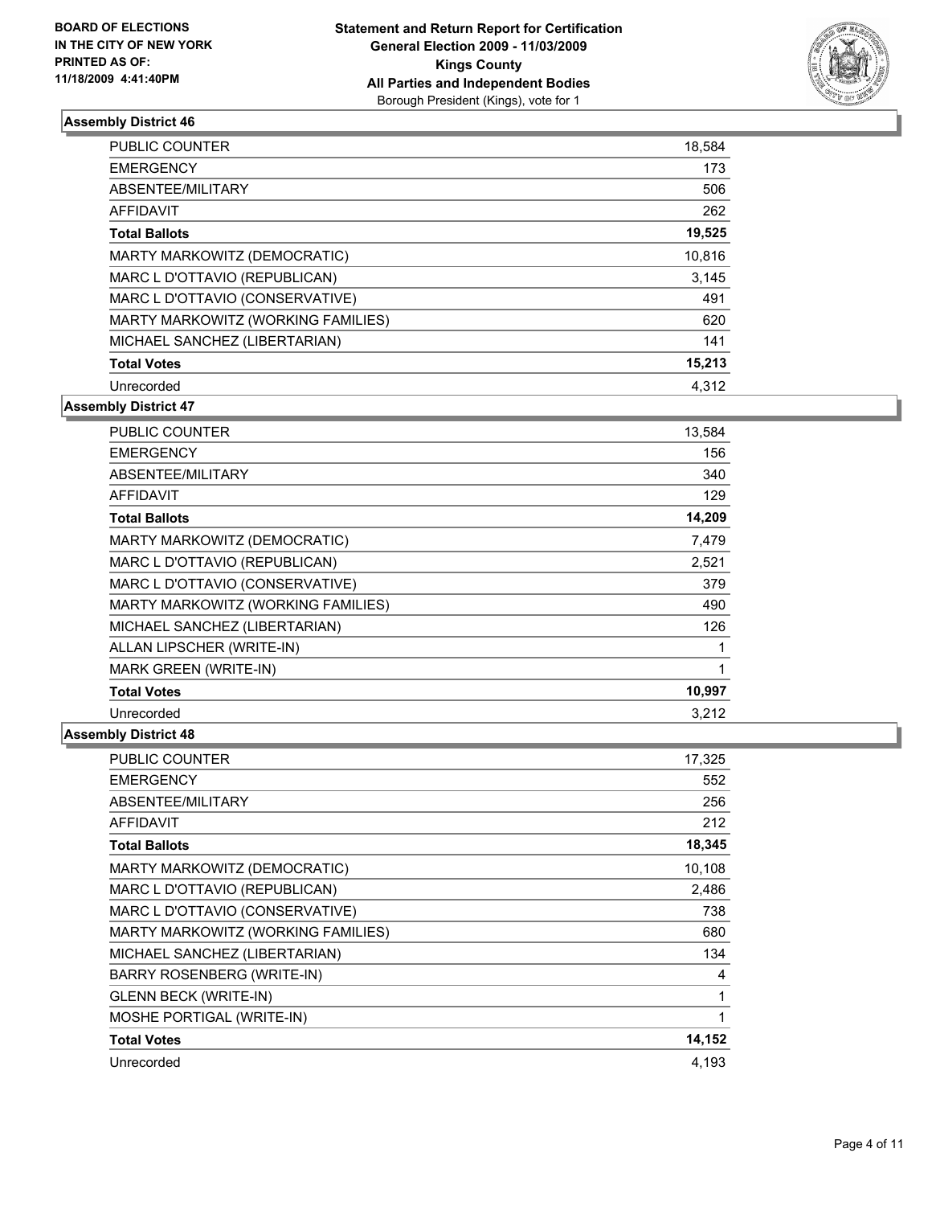**BOARD OF ELECTIONS IN THE CITY OF NEW YORK PRINTED AS OF: 11/18/2009 4:41:40PM**

**Statement and Return Report for Certification**
**General Election 2009 - 11/03/2009**
**Kings County**
**All Parties and Independent Bodies**
Borough President (Kings), vote for 1

### Assembly District 46

| | |
|---|---|
| PUBLIC COUNTER | 18,584 |
| EMERGENCY | 173 |
| ABSENTEE/MILITARY | 506 |
| AFFIDAVIT | 262 |
| **Total Ballots** | **19,525** |
| MARTY MARKOWITZ (DEMOCRATIC) | 10,816 |
| MARC L D'OTTAVIO (REPUBLICAN) | 3,145 |
| MARC L D'OTTAVIO (CONSERVATIVE) | 491 |
| MARTY MARKOWITZ (WORKING FAMILIES) | 620 |
| MICHAEL SANCHEZ (LIBERTARIAN) | 141 |
| **Total Votes** | **15,213** |
| Unrecorded | 4,312 |

### Assembly District 47

| | |
|---|---|
| PUBLIC COUNTER | 13,584 |
| EMERGENCY | 156 |
| ABSENTEE/MILITARY | 340 |
| AFFIDAVIT | 129 |
| **Total Ballots** | **14,209** |
| MARTY MARKOWITZ (DEMOCRATIC) | 7,479 |
| MARC L D'OTTAVIO (REPUBLICAN) | 2,521 |
| MARC L D'OTTAVIO (CONSERVATIVE) | 379 |
| MARTY MARKOWITZ (WORKING FAMILIES) | 490 |
| MICHAEL SANCHEZ (LIBERTARIAN) | 126 |
| ALLAN LIPSCHER (WRITE-IN) | 1 |
| MARK GREEN (WRITE-IN) | 1 |
| **Total Votes** | **10,997** |
| Unrecorded | 3,212 |

### Assembly District 48

| | |
|---|---|
| PUBLIC COUNTER | 17,325 |
| EMERGENCY | 552 |
| ABSENTEE/MILITARY | 256 |
| AFFIDAVIT | 212 |
| **Total Ballots** | **18,345** |
| MARTY MARKOWITZ (DEMOCRATIC) | 10,108 |
| MARC L D'OTTAVIO (REPUBLICAN) | 2,486 |
| MARC L D'OTTAVIO (CONSERVATIVE) | 738 |
| MARTY MARKOWITZ (WORKING FAMILIES) | 680 |
| MICHAEL SANCHEZ (LIBERTARIAN) | 134 |
| BARRY ROSENBERG (WRITE-IN) | 4 |
| GLENN BECK (WRITE-IN) | 1 |
| MOSHE PORTIGAL (WRITE-IN) | 1 |
| **Total Votes** | **14,152** |
| Unrecorded | 4,193 |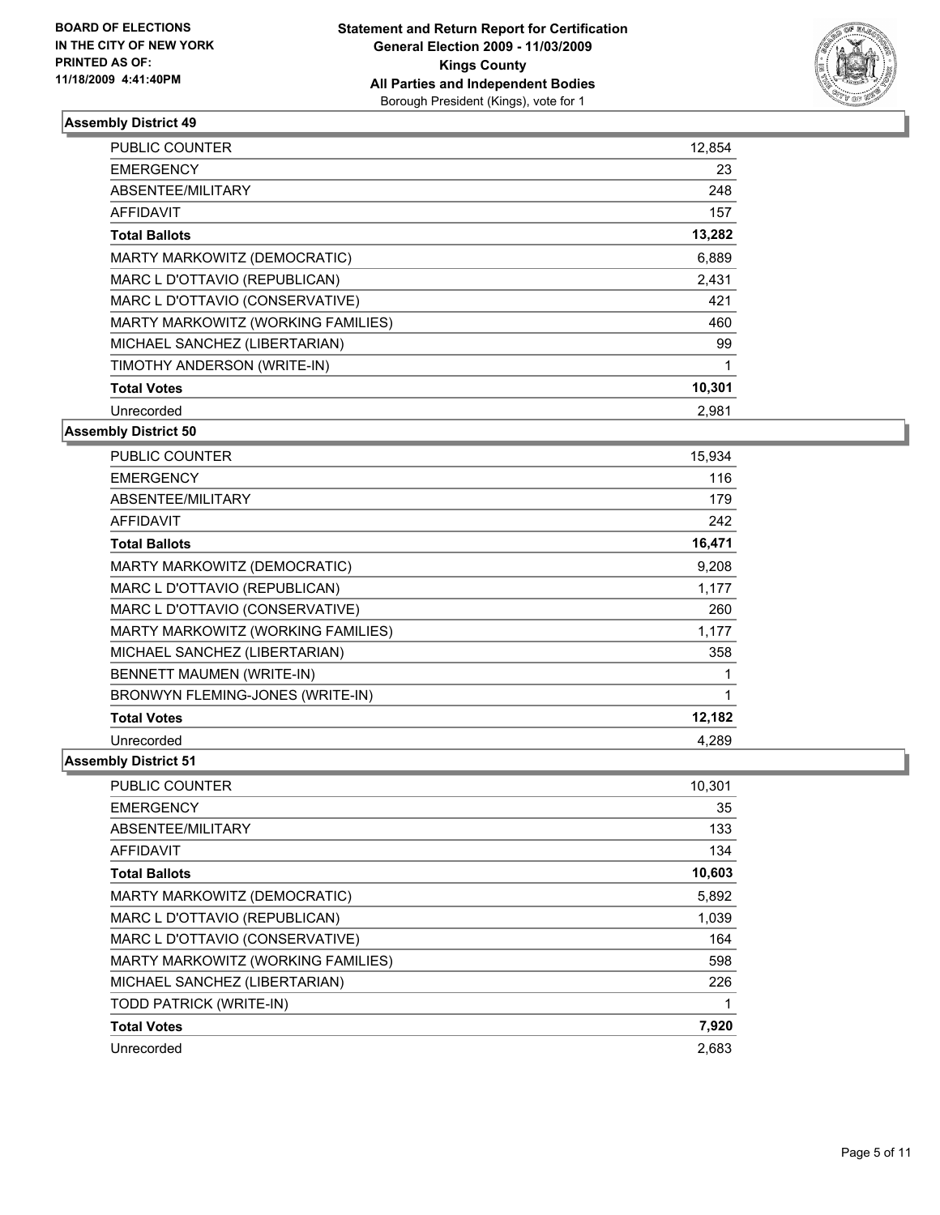**BOARD OF ELECTIONS IN THE CITY OF NEW YORK PRINTED AS OF: 11/18/2009 4:41:40PM**

**Statement and Return Report for Certification General Election 2009 - 11/03/2009 Kings County All Parties and Independent Bodies**
Borough President (Kings), vote for 1

### Assembly District 49

| | |
|---|---|
| PUBLIC COUNTER | 12,854 |
| EMERGENCY | 23 |
| ABSENTEE/MILITARY | 248 |
| AFFIDAVIT | 157 |
| **Total Ballots** | **13,282** |
| MARTY MARKOWITZ (DEMOCRATIC) | 6,889 |
| MARC L D'OTTAVIO (REPUBLICAN) | 2,431 |
| MARC L D'OTTAVIO (CONSERVATIVE) | 421 |
| MARTY MARKOWITZ (WORKING FAMILIES) | 460 |
| MICHAEL SANCHEZ (LIBERTARIAN) | 99 |
| TIMOTHY ANDERSON (WRITE-IN) | 1 |
| **Total Votes** | **10,301** |
| Unrecorded | 2,981 |

### Assembly District 50

| | |
|---|---|
| PUBLIC COUNTER | 15,934 |
| EMERGENCY | 116 |
| ABSENTEE/MILITARY | 179 |
| AFFIDAVIT | 242 |
| **Total Ballots** | **16,471** |
| MARTY MARKOWITZ (DEMOCRATIC) | 9,208 |
| MARC L D'OTTAVIO (REPUBLICAN) | 1,177 |
| MARC L D'OTTAVIO (CONSERVATIVE) | 260 |
| MARTY MARKOWITZ (WORKING FAMILIES) | 1,177 |
| MICHAEL SANCHEZ (LIBERTARIAN) | 358 |
| BENNETT MAUMEN (WRITE-IN) | 1 |
| BRONWYN FLEMING-JONES (WRITE-IN) | 1 |
| **Total Votes** | **12,182** |
| Unrecorded | 4,289 |

### Assembly District 51

| | |
|---|---|
| PUBLIC COUNTER | 10,301 |
| EMERGENCY | 35 |
| ABSENTEE/MILITARY | 133 |
| AFFIDAVIT | 134 |
| **Total Ballots** | **10,603** |
| MARTY MARKOWITZ (DEMOCRATIC) | 5,892 |
| MARC L D'OTTAVIO (REPUBLICAN) | 1,039 |
| MARC L D'OTTAVIO (CONSERVATIVE) | 164 |
| MARTY MARKOWITZ (WORKING FAMILIES) | 598 |
| MICHAEL SANCHEZ (LIBERTARIAN) | 226 |
| TODD PATRICK (WRITE-IN) | 1 |
| **Total Votes** | **7,920** |
| Unrecorded | 2,683 |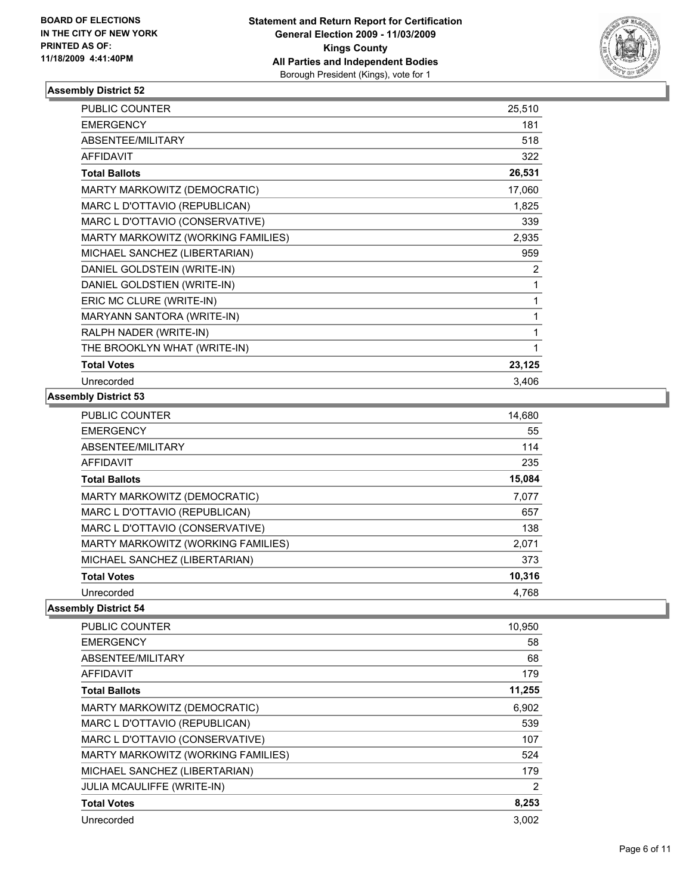**BOARD OF ELECTIONS IN THE CITY OF NEW YORK PRINTED AS OF: 11/18/2009 4:41:40PM**

**Statement and Return Report for Certification General Election 2009 - 11/03/2009 Kings County All Parties and Independent Bodies**
Borough President (Kings), vote for 1

### Assembly District 52

| | |
|---|---|
| PUBLIC COUNTER | 25,510 |
| EMERGENCY | 181 |
| ABSENTEE/MILITARY | 518 |
| AFFIDAVIT | 322 |
| **Total Ballots** | **26,531** |
| MARTY MARKOWITZ (DEMOCRATIC) | 17,060 |
| MARC L D'OTTAVIO (REPUBLICAN) | 1,825 |
| MARC L D'OTTAVIO (CONSERVATIVE) | 339 |
| MARTY MARKOWITZ (WORKING FAMILIES) | 2,935 |
| MICHAEL SANCHEZ (LIBERTARIAN) | 959 |
| DANIEL GOLDSTEIN (WRITE-IN) | 2 |
| DANIEL GOLDSTIEN (WRITE-IN) | 1 |
| ERIC MC CLURE (WRITE-IN) | 1 |
| MARYANN SANTORA (WRITE-IN) | 1 |
| RALPH NADER (WRITE-IN) | 1 |
| THE BROOKLYN WHAT (WRITE-IN) | 1 |
| **Total Votes** | **23,125** |
| Unrecorded | 3,406 |

### Assembly District 53

| | |
|---|---|
| PUBLIC COUNTER | 14,680 |
| EMERGENCY | 55 |
| ABSENTEE/MILITARY | 114 |
| AFFIDAVIT | 235 |
| **Total Ballots** | **15,084** |
| MARTY MARKOWITZ (DEMOCRATIC) | 7,077 |
| MARC L D'OTTAVIO (REPUBLICAN) | 657 |
| MARC L D'OTTAVIO (CONSERVATIVE) | 138 |
| MARTY MARKOWITZ (WORKING FAMILIES) | 2,071 |
| MICHAEL SANCHEZ (LIBERTARIAN) | 373 |
| **Total Votes** | **10,316** |
| Unrecorded | 4,768 |

### Assembly District 54

| | |
|---|---|
| PUBLIC COUNTER | 10,950 |
| EMERGENCY | 58 |
| ABSENTEE/MILITARY | 68 |
| AFFIDAVIT | 179 |
| **Total Ballots** | **11,255** |
| MARTY MARKOWITZ (DEMOCRATIC) | 6,902 |
| MARC L D'OTTAVIO (REPUBLICAN) | 539 |
| MARC L D'OTTAVIO (CONSERVATIVE) | 107 |
| MARTY MARKOWITZ (WORKING FAMILIES) | 524 |
| MICHAEL SANCHEZ (LIBERTARIAN) | 179 |
| JULIA MCAULIFFE (WRITE-IN) | 2 |
| **Total Votes** | **8,253** |
| Unrecorded | 3,002 |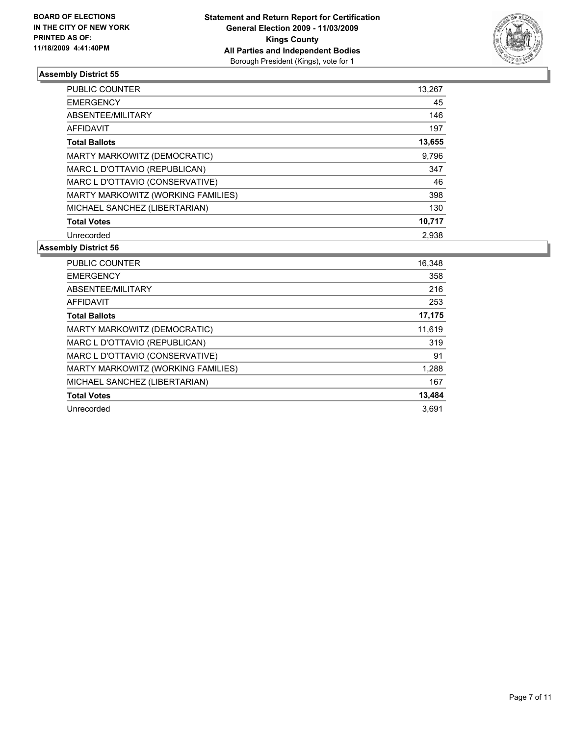BOARD OF ELECTIONS
IN THE CITY OF NEW YORK
PRINTED AS OF:
11/18/2009 4:41:40PM

**Statement and Return Report for Certification**
**General Election 2009 - 11/03/2009**
**Kings County**
**All Parties and Independent Bodies**
Borough President (Kings), vote for 1

### Assembly District 55

| | |
|---|---|
| PUBLIC COUNTER | 13,267 |
| EMERGENCY | 45 |
| ABSENTEE/MILITARY | 146 |
| AFFIDAVIT | 197 |
| **Total Ballots** | **13,655** |
| MARTY MARKOWITZ (DEMOCRATIC) | 9,796 |
| MARC L D'OTTAVIO (REPUBLICAN) | 347 |
| MARC L D'OTTAVIO (CONSERVATIVE) | 46 |
| MARTY MARKOWITZ (WORKING FAMILIES) | 398 |
| MICHAEL SANCHEZ (LIBERTARIAN) | 130 |
| **Total Votes** | **10,717** |
| Unrecorded | 2,938 |

### Assembly District 56

| | |
|---|---|
| PUBLIC COUNTER | 16,348 |
| EMERGENCY | 358 |
| ABSENTEE/MILITARY | 216 |
| AFFIDAVIT | 253 |
| **Total Ballots** | **17,175** |
| MARTY MARKOWITZ (DEMOCRATIC) | 11,619 |
| MARC L D'OTTAVIO (REPUBLICAN) | 319 |
| MARC L D'OTTAVIO (CONSERVATIVE) | 91 |
| MARTY MARKOWITZ (WORKING FAMILIES) | 1,288 |
| MICHAEL SANCHEZ (LIBERTARIAN) | 167 |
| **Total Votes** | **13,484** |
| Unrecorded | 3,691 |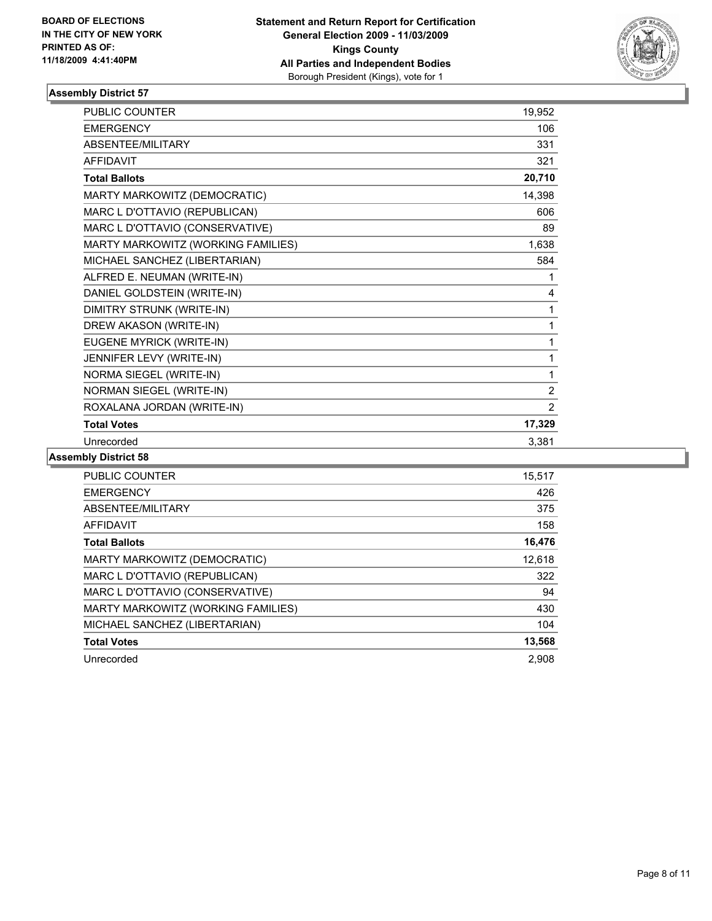**BOARD OF ELECTIONS IN THE CITY OF NEW YORK PRINTED AS OF: 11/18/2009 4:41:40PM**

# Statement and Return Report for Certification
## General Election 2009 - 11/03/2009
## Kings County
## All Parties and Independent Bodies
Borough President (Kings), vote for 1

### Assembly District 57

| | |
|---|---|
| PUBLIC COUNTER | 19,952 |
| EMERGENCY | 106 |
| ABSENTEE/MILITARY | 331 |
| AFFIDAVIT | 321 |
| **Total Ballots** | **20,710** |
| MARTY MARKOWITZ (DEMOCRATIC) | 14,398 |
| MARC L D'OTTAVIO (REPUBLICAN) | 606 |
| MARC L D'OTTAVIO (CONSERVATIVE) | 89 |
| MARTY MARKOWITZ (WORKING FAMILIES) | 1,638 |
| MICHAEL SANCHEZ (LIBERTARIAN) | 584 |
| ALFRED E. NEUMAN (WRITE-IN) | 1 |
| DANIEL GOLDSTEIN (WRITE-IN) | 4 |
| DIMITRY STRUNK (WRITE-IN) | 1 |
| DREW AKASON (WRITE-IN) | 1 |
| EUGENE MYRICK (WRITE-IN) | 1 |
| JENNIFER LEVY (WRITE-IN) | 1 |
| NORMA SIEGEL (WRITE-IN) | 1 |
| NORMAN SIEGEL (WRITE-IN) | 2 |
| ROXALANA JORDAN (WRITE-IN) | 2 |
| **Total Votes** | **17,329** |
| Unrecorded | 3,381 |

### Assembly District 58

| | |
|---|---|
| PUBLIC COUNTER | 15,517 |
| EMERGENCY | 426 |
| ABSENTEE/MILITARY | 375 |
| AFFIDAVIT | 158 |
| **Total Ballots** | **16,476** |
| MARTY MARKOWITZ (DEMOCRATIC) | 12,618 |
| MARC L D'OTTAVIO (REPUBLICAN) | 322 |
| MARC L D'OTTAVIO (CONSERVATIVE) | 94 |
| MARTY MARKOWITZ (WORKING FAMILIES) | 430 |
| MICHAEL SANCHEZ (LIBERTARIAN) | 104 |
| **Total Votes** | **13,568** |
| Unrecorded | 2,908 |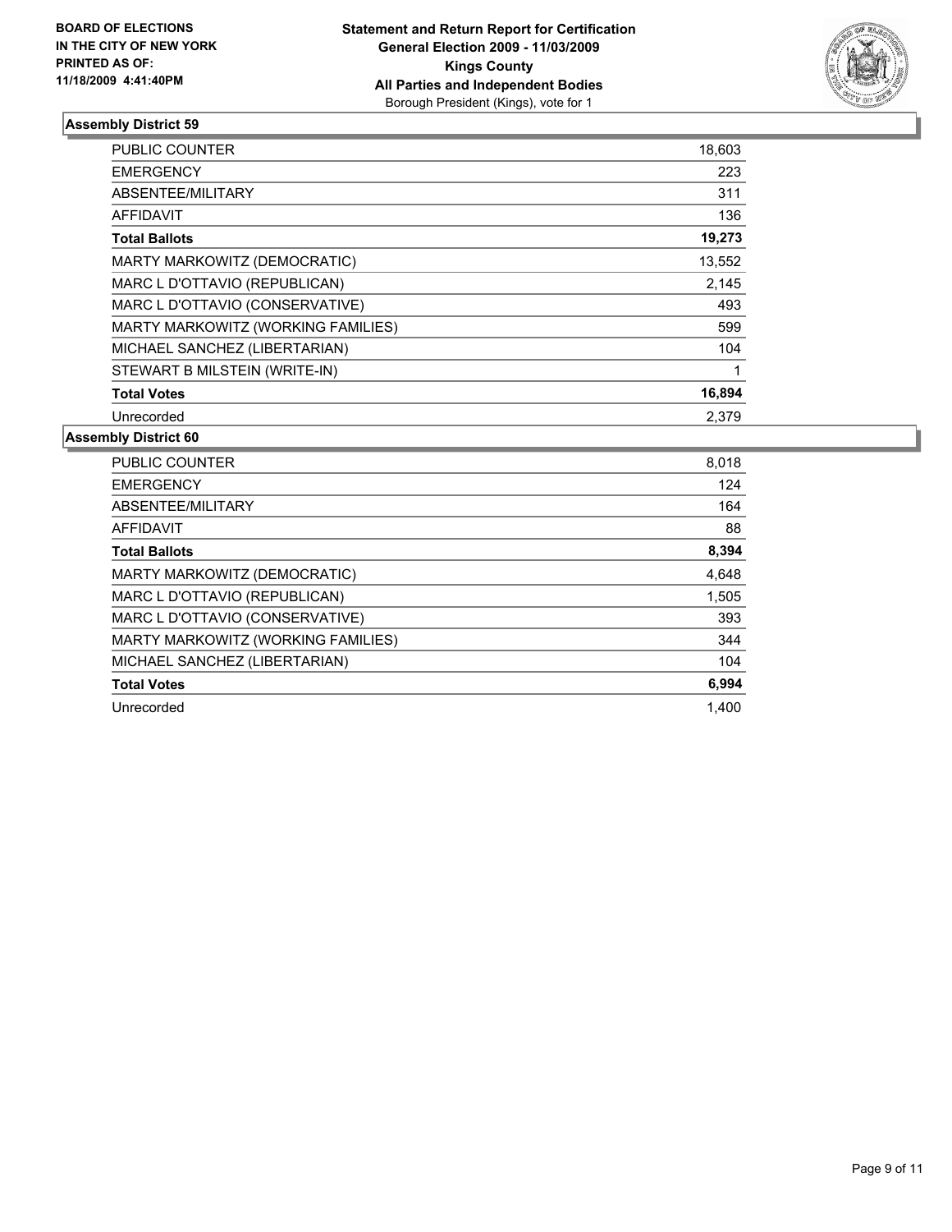**BOARD OF ELECTIONS IN THE CITY OF NEW YORK PRINTED AS OF: 11/18/2009 4:41:40PM**

**Statement and Return Report for Certification**
**General Election 2009 - 11/03/2009**
**Kings County**
**All Parties and Independent Bodies**
Borough President (Kings), vote for 1

### Assembly District 59

| | |
|---|---|
| PUBLIC COUNTER | 18,603 |
| EMERGENCY | 223 |
| ABSENTEE/MILITARY | 311 |
| AFFIDAVIT | 136 |
| **Total Ballots** | **19,273** |
| MARTY MARKOWITZ (DEMOCRATIC) | 13,552 |
| MARC L D'OTTAVIO (REPUBLICAN) | 2,145 |
| MARC L D'OTTAVIO (CONSERVATIVE) | 493 |
| MARTY MARKOWITZ (WORKING FAMILIES) | 599 |
| MICHAEL SANCHEZ (LIBERTARIAN) | 104 |
| STEWART B MILSTEIN (WRITE-IN) | 1 |
| **Total Votes** | **16,894** |
| Unrecorded | 2,379 |

### Assembly District 60

| | |
|---|---|
| PUBLIC COUNTER | 8,018 |
| EMERGENCY | 124 |
| ABSENTEE/MILITARY | 164 |
| AFFIDAVIT | 88 |
| **Total Ballots** | **8,394** |
| MARTY MARKOWITZ (DEMOCRATIC) | 4,648 |
| MARC L D'OTTAVIO (REPUBLICAN) | 1,505 |
| MARC L D'OTTAVIO (CONSERVATIVE) | 393 |
| MARTY MARKOWITZ (WORKING FAMILIES) | 344 |
| MICHAEL SANCHEZ (LIBERTARIAN) | 104 |
| **Total Votes** | **6,994** |
| Unrecorded | 1,400 |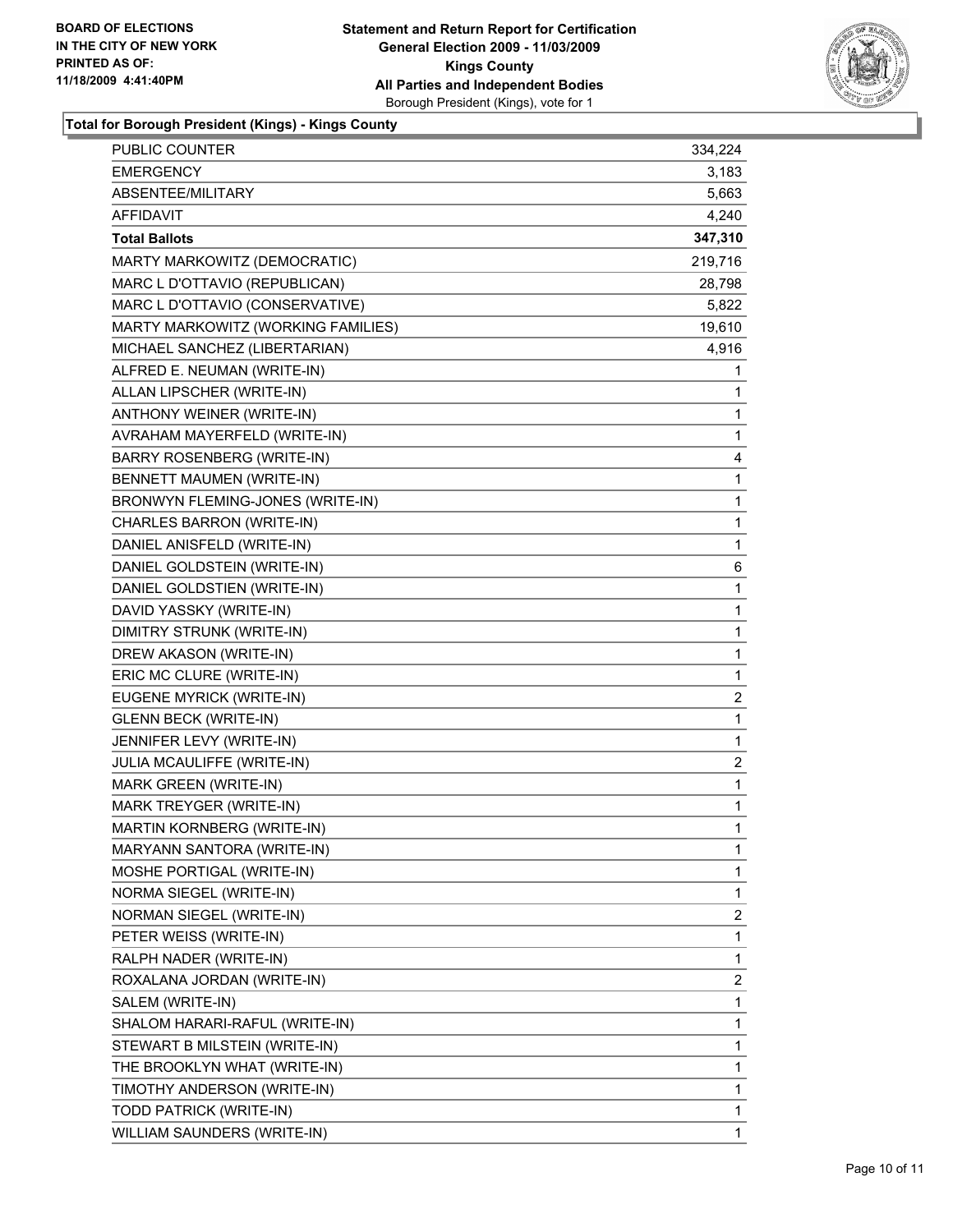**BOARD OF ELECTIONS IN THE CITY OF NEW YORK PRINTED AS OF: 11/18/2009 4:41:40PM**

**Statement and Return Report for Certification General Election 2009 - 11/03/2009 Kings County All Parties and Independent Bodies**
Borough President (Kings), vote for 1

### Total for Borough President (Kings) - Kings County

| | |
|---|---|
| PUBLIC COUNTER | 334,224 |
| EMERGENCY | 3,183 |
| ABSENTEE/MILITARY | 5,663 |
| AFFIDAVIT | 4,240 |
| **Total Ballots** | **347,310** |
| MARTY MARKOWITZ (DEMOCRATIC) | 219,716 |
| MARC L D'OTTAVIO (REPUBLICAN) | 28,798 |
| MARC L D'OTTAVIO (CONSERVATIVE) | 5,822 |
| MARTY MARKOWITZ (WORKING FAMILIES) | 19,610 |
| MICHAEL SANCHEZ (LIBERTARIAN) | 4,916 |
| ALFRED E. NEUMAN (WRITE-IN) | 1 |
| ALLAN LIPSCHER (WRITE-IN) | 1 |
| ANTHONY WEINER (WRITE-IN) | 1 |
| AVRAHAM MAYERFELD (WRITE-IN) | 1 |
| BARRY ROSENBERG (WRITE-IN) | 4 |
| BENNETT MAUMEN (WRITE-IN) | 1 |
| BRONWYN FLEMING-JONES (WRITE-IN) | 1 |
| CHARLES BARRON (WRITE-IN) | 1 |
| DANIEL ANISFELD (WRITE-IN) | 1 |
| DANIEL GOLDSTEIN (WRITE-IN) | 6 |
| DANIEL GOLDSTIEN (WRITE-IN) | 1 |
| DAVID YASSKY (WRITE-IN) | 1 |
| DIMITRY STRUNK (WRITE-IN) | 1 |
| DREW AKASON (WRITE-IN) | 1 |
| ERIC MC CLURE (WRITE-IN) | 1 |
| EUGENE MYRICK (WRITE-IN) | 2 |
| GLENN BECK (WRITE-IN) | 1 |
| JENNIFER LEVY (WRITE-IN) | 1 |
| JULIA MCAULIFFE (WRITE-IN) | 2 |
| MARK GREEN (WRITE-IN) | 1 |
| MARK TREYGER (WRITE-IN) | 1 |
| MARTIN KORNBERG (WRITE-IN) | 1 |
| MARYANN SANTORA (WRITE-IN) | 1 |
| MOSHE PORTIGAL (WRITE-IN) | 1 |
| NORMA SIEGEL (WRITE-IN) | 1 |
| NORMAN SIEGEL (WRITE-IN) | 2 |
| PETER WEISS (WRITE-IN) | 1 |
| RALPH NADER (WRITE-IN) | 1 |
| ROXALANA JORDAN (WRITE-IN) | 2 |
| SALEM (WRITE-IN) | 1 |
| SHALOM HARARI-RAFUL (WRITE-IN) | 1 |
| STEWART B MILSTEIN (WRITE-IN) | 1 |
| THE BROOKLYN WHAT (WRITE-IN) | 1 |
| TIMOTHY ANDERSON (WRITE-IN) | 1 |
| TODD PATRICK (WRITE-IN) | 1 |
| WILLIAM SAUNDERS (WRITE-IN) | 1 |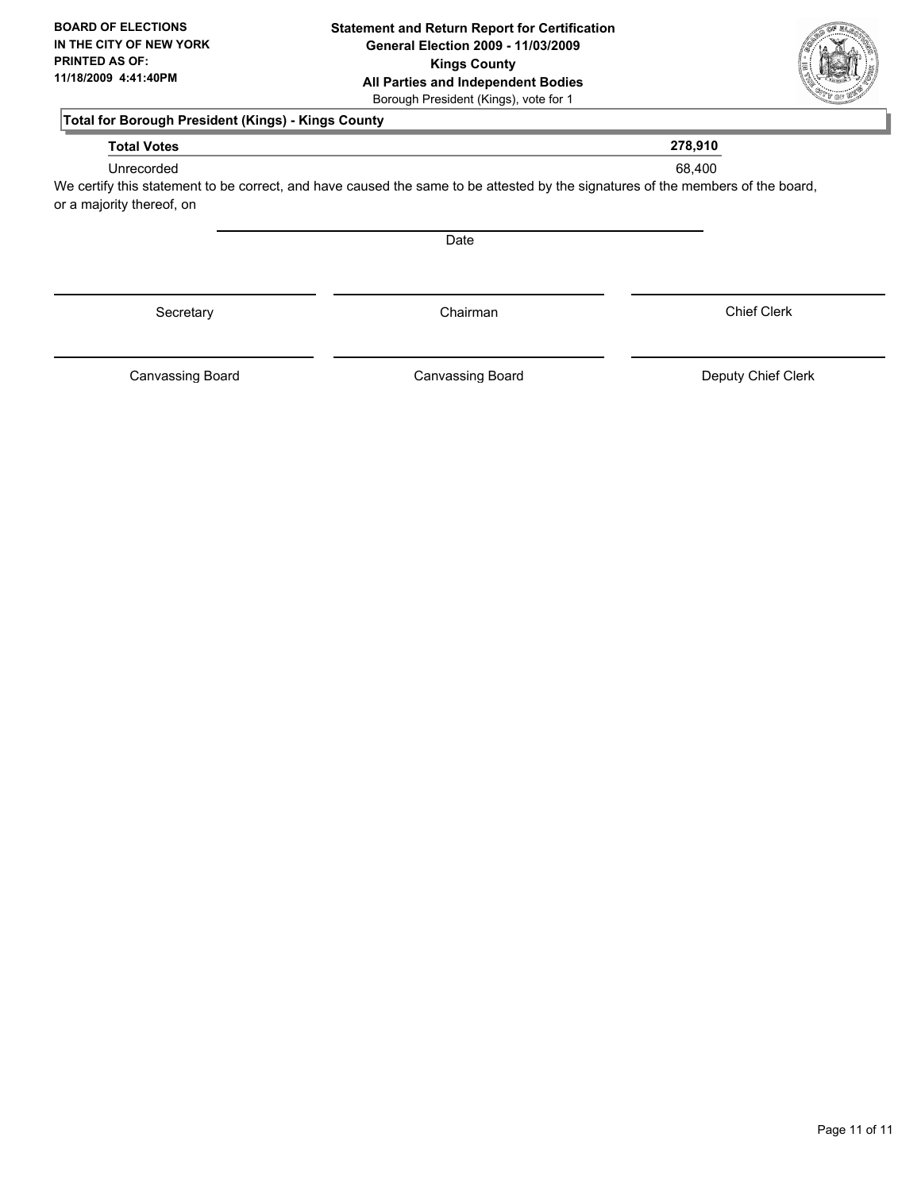**BOARD OF ELECTIONS IN THE CITY OF NEW YORK PRINTED AS OF: 11/18/2009 4:41:40PM**

**Statement and Return Report for Certification**
**General Election 2009 - 11/03/2009**
**Kings County**
**All Parties and Independent Bodies**
Borough President (Kings), vote for 1

### Total for Borough President (Kings) - Kings County

| | |
|---|---|
| **Total Votes** | **278,910** |
| Unrecorded | 68,400 |

We certify this statement to be correct, and have caused the same to be attested by the signatures of the members of the board, or a majority thereof, on

Date

| | | |
|---|---|---|
| Secretary | Chairman | Chief Clerk |
| Canvassing Board | Canvassing Board | Deputy Chief Clerk |